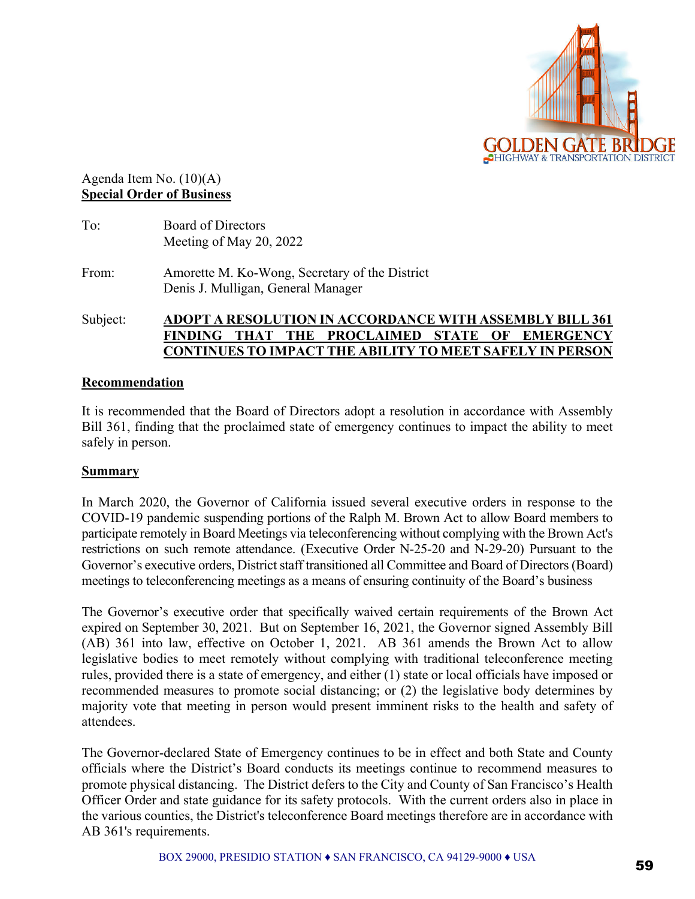GOLDEN GATE BRIDGE HIGHWAY & TRANSPORTATION DISTRICT

Agenda Item No. (10)(A)
**Special Order of Business**

To: Board of Directors
Meeting of May 20, 2022

From: Amorette M. Ko-Wong, Secretary of the District
Denis J. Mulligan, General Manager

Subject: **ADOPT A RESOLUTION IN ACCORDANCE WITH ASSEMBLY BILL 361 FINDING THAT THE PROCLAIMED STATE OF EMERGENCY CONTINUES TO IMPACT THE ABILITY TO MEET SAFELY IN PERSON**

## Recommendation

It is recommended that the Board of Directors adopt a resolution in accordance with Assembly Bill 361, finding that the proclaimed state of emergency continues to impact the ability to meet safely in person.

## Summary

In March 2020, the Governor of California issued several executive orders in response to the COVID-19 pandemic suspending portions of the Ralph M. Brown Act to allow Board members to participate remotely in Board Meetings via teleconferencing without complying with the Brown Act's restrictions on such remote attendance. (Executive Order N-25-20 and N-29-20) Pursuant to the Governor's executive orders, District staff transitioned all Committee and Board of Directors (Board) meetings to teleconferencing meetings as a means of ensuring continuity of the Board's business

The Governor's executive order that specifically waived certain requirements of the Brown Act expired on September 30, 2021. But on September 16, 2021, the Governor signed Assembly Bill (AB) 361 into law, effective on October 1, 2021. AB 361 amends the Brown Act to allow legislative bodies to meet remotely without complying with traditional teleconference meeting rules, provided there is a state of emergency, and either (1) state or local officials have imposed or recommended measures to promote social distancing; or (2) the legislative body determines by majority vote that meeting in person would present imminent risks to the health and safety of attendees.

The Governor-declared State of Emergency continues to be in effect and both State and County officials where the District's Board conducts its meetings continue to recommend measures to promote physical distancing. The District defers to the City and County of San Francisco's Health Officer Order and state guidance for its safety protocols. With the current orders also in place in the various counties, the District's teleconference Board meetings therefore are in accordance with AB 361's requirements.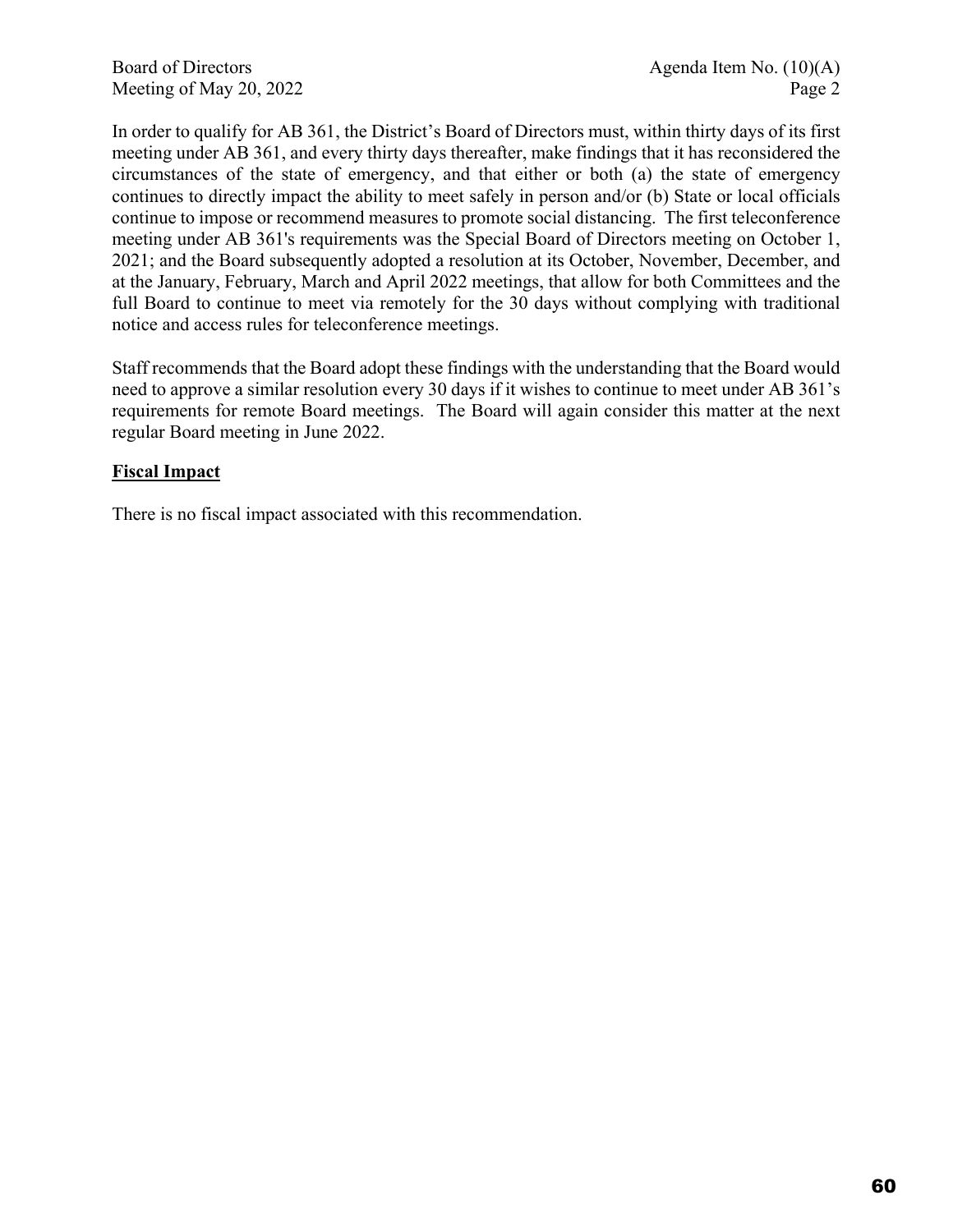In order to qualify for AB 361, the District's Board of Directors must, within thirty days of its first meeting under AB 361, and every thirty days thereafter, make findings that it has reconsidered the circumstances of the state of emergency, and that either or both (a) the state of emergency continues to directly impact the ability to meet safely in person and/or (b) State or local officials continue to impose or recommend measures to promote social distancing. The first teleconference meeting under AB 361's requirements was the Special Board of Directors meeting on October 1, 2021; and the Board subsequently adopted a resolution at its October, November, December, and at the January, February, March and April 2022 meetings, that allow for both Committees and the full Board to continue to meet via remotely for the 30 days without complying with traditional notice and access rules for teleconference meetings.

Staff recommends that the Board adopt these findings with the understanding that the Board would need to approve a similar resolution every 30 days if it wishes to continue to meet under AB 361's requirements for remote Board meetings. The Board will again consider this matter at the next regular Board meeting in June 2022.

**Fiscal Impact**

There is no fiscal impact associated with this recommendation.